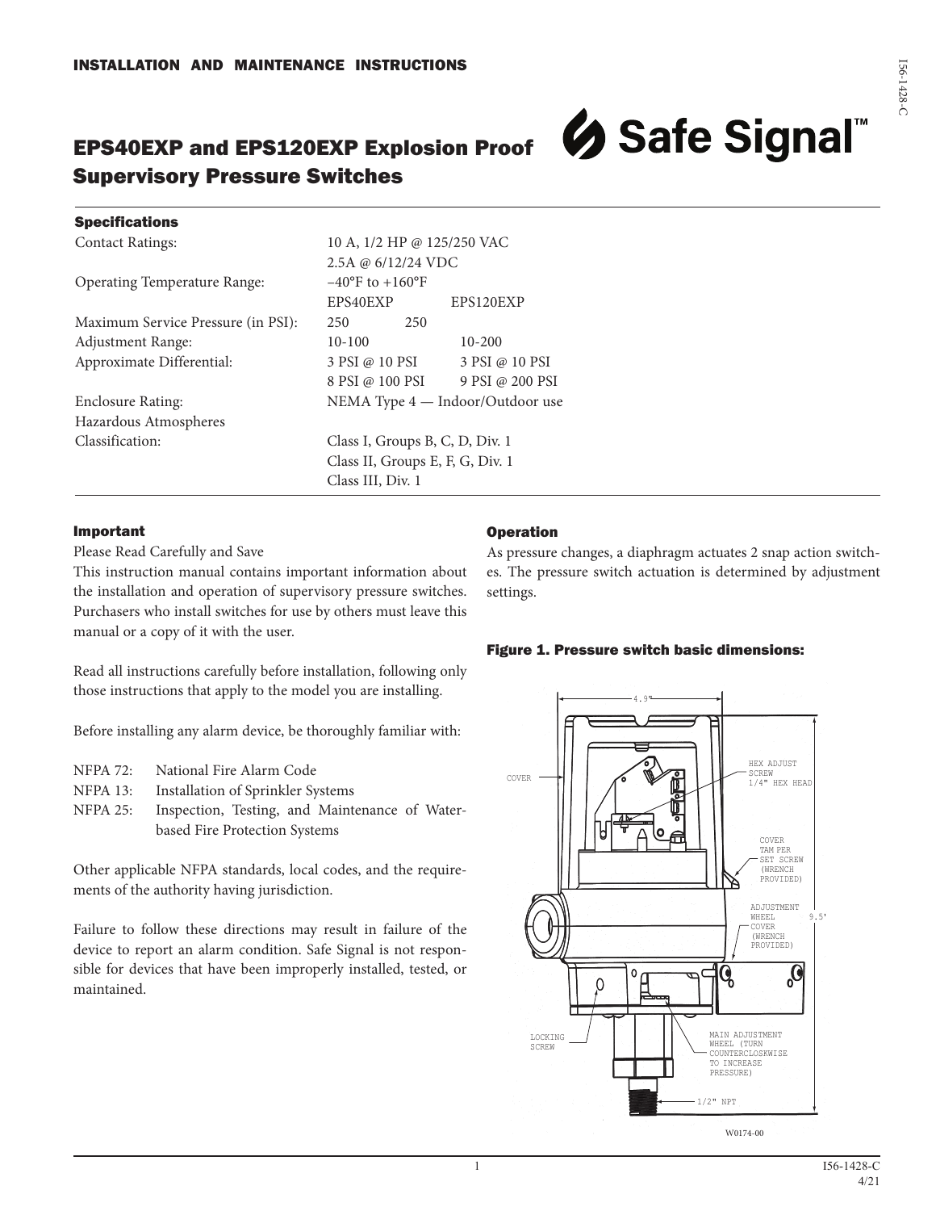INSTALLATION AND MAINTENANCE INSTRUCTIONS

# EPS40EXP and EPS120EXP Explosion Proof Supervisory Pressure Switches

Safe Signal™

## Specifications

| | | |
|---|---|---|
| Contact Ratings: | 10 A, 1/2 HP @ 125/250 VAC | |
| | 2.5A @ 6/12/24 VDC | |
| Operating Temperature Range: | −40°F to +160°F | |
| | EPS40EXP | EPS120EXP |
| Maximum Service Pressure (in PSI): | 250 | 250 |
| Adjustment Range: | 10-100 | 10-200 |
| Approximate Differential: | 3 PSI @ 10 PSI | 3 PSI @ 10 PSI |
| | 8 PSI @ 100 PSI | 9 PSI @ 200 PSI |
| Enclosure Rating: | NEMA Type 4 — Indoor/Outdoor use | |
| Hazardous Atmospheres Classification: | Class I, Groups B, C, D, Div. 1 | |
| | Class II, Groups E, F, G, Div. 1 | |
| | Class III, Div. 1 | |

## Important

Please Read Carefully and Save

This instruction manual contains important information about the installation and operation of supervisory pressure switches. Purchasers who install switches for use by others must leave this manual or a copy of it with the user.

Read all instructions carefully before installation, following only those instructions that apply to the model you are installing.

Before installing any alarm device, be thoroughly familiar with:

- NFPA 72: National Fire Alarm Code
- NFPA 13: Installation of Sprinkler Systems
- NFPA 25: Inspection, Testing, and Maintenance of Water-based Fire Protection Systems

Other applicable NFPA standards, local codes, and the requirements of the authority having jurisdiction.

Failure to follow these directions may result in failure of the device to report an alarm condition. Safe Signal is not responsible for devices that have been improperly installed, tested, or maintained.

## Operation

As pressure changes, a diaphragm actuates 2 snap action switches. The pressure switch actuation is determined by adjustment settings.

**Figure 1. Pressure switch basic dimensions:**

4.9"

COVER

HEX ADJUST SCREW 1/4" HEX HEAD

COVER TAMPER SET SCREW (WRENCH PROVIDED)

ADJUSTMENT WHEEL COVER (WRENCH PROVIDED)

9.5"

LOCKING SCREW

MAIN ADJUSTMENT WHEEL (TURN COUNTERCLOSKWISE TO INCREASE PRESSURE)

1/2" NPT

W0174-00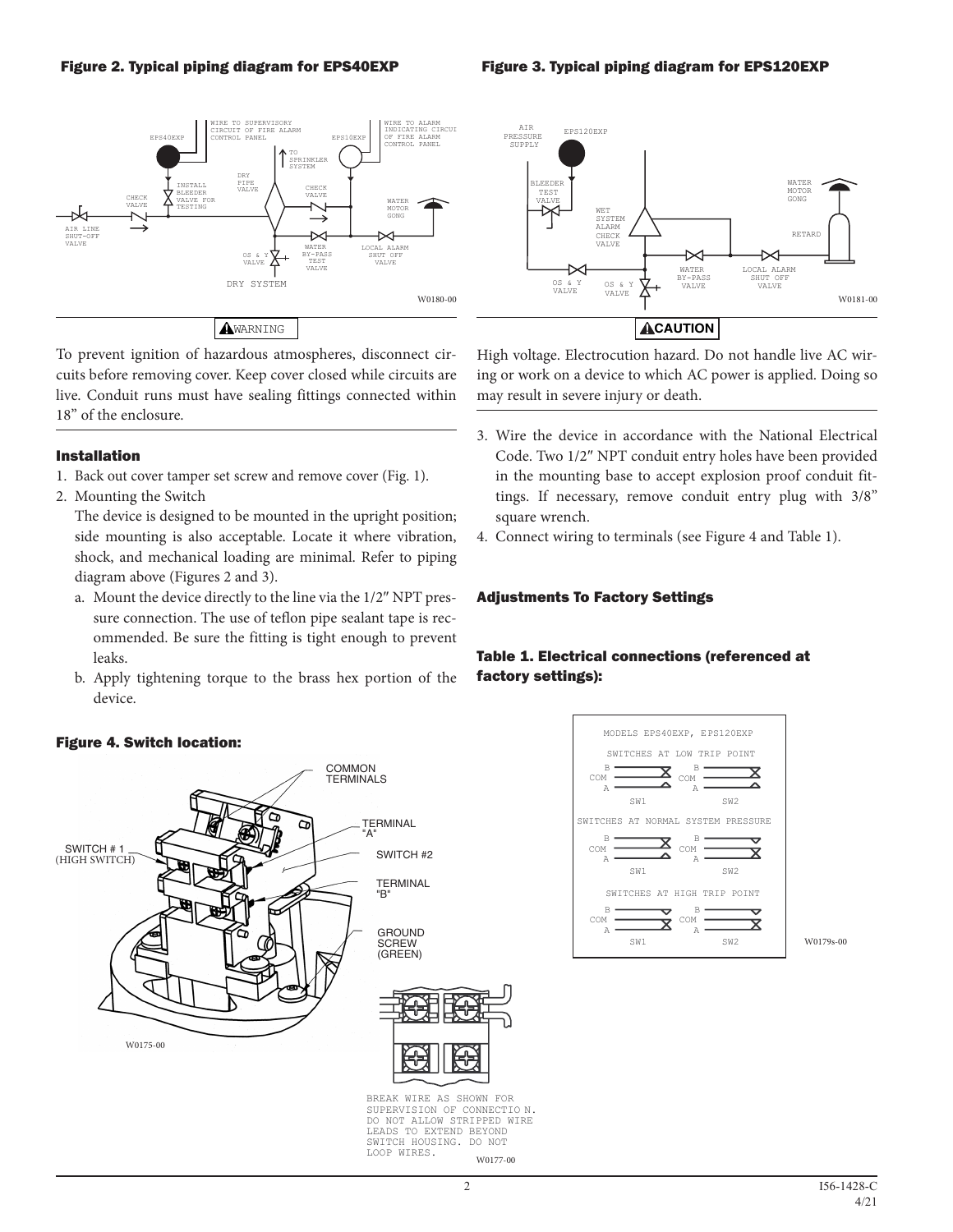#### Figure 2. Typical piping diagram for EPS40EXP

#### Figure 3. Typical piping diagram for EPS120EXP

⚠WARNING

To prevent ignition of hazardous atmospheres, disconnect circuits before removing cover. Keep cover closed while circuits are live. Conduit runs must have sealing fittings connected within 18" of the enclosure.

#### Installation

1. Back out cover tamper set screw and remove cover (Fig. 1).
2. Mounting the Switch

   The device is designed to be mounted in the upright position; side mounting is also acceptable. Locate it where vibration, shock, and mechanical loading are minimal. Refer to piping diagram above (Figures 2 and 3).

   a. Mount the device directly to the line via the 1/2″ NPT pressure connection. The use of teflon pipe sealant tape is recommended. Be sure the fitting is tight enough to prevent leaks.

   b. Apply tightening torque to the brass hex portion of the device.

⚠CAUTION

High voltage. Electrocution hazard. Do not handle live AC wiring or work on a device to which AC power is applied. Doing so may result in severe injury or death.

3. Wire the device in accordance with the National Electrical Code. Two 1/2″ NPT conduit entry holes have been provided in the mounting base to accept explosion proof conduit fittings. If necessary, remove conduit entry plug with 3/8" square wrench.
4. Connect wiring to terminals (see Figure 4 and Table 1).

#### Adjustments To Factory Settings

#### Figure 4. Switch location:

BREAK WIRE AS SHOWN FOR SUPERVISION OF CONNECTION. DO NOT ALLOW STRIPPED WIRE LEADS TO EXTEND BEYOND SWITCH HOUSING. DO NOT LOOP WIRES.

#### Table 1. Electrical connections (referenced at factory settings):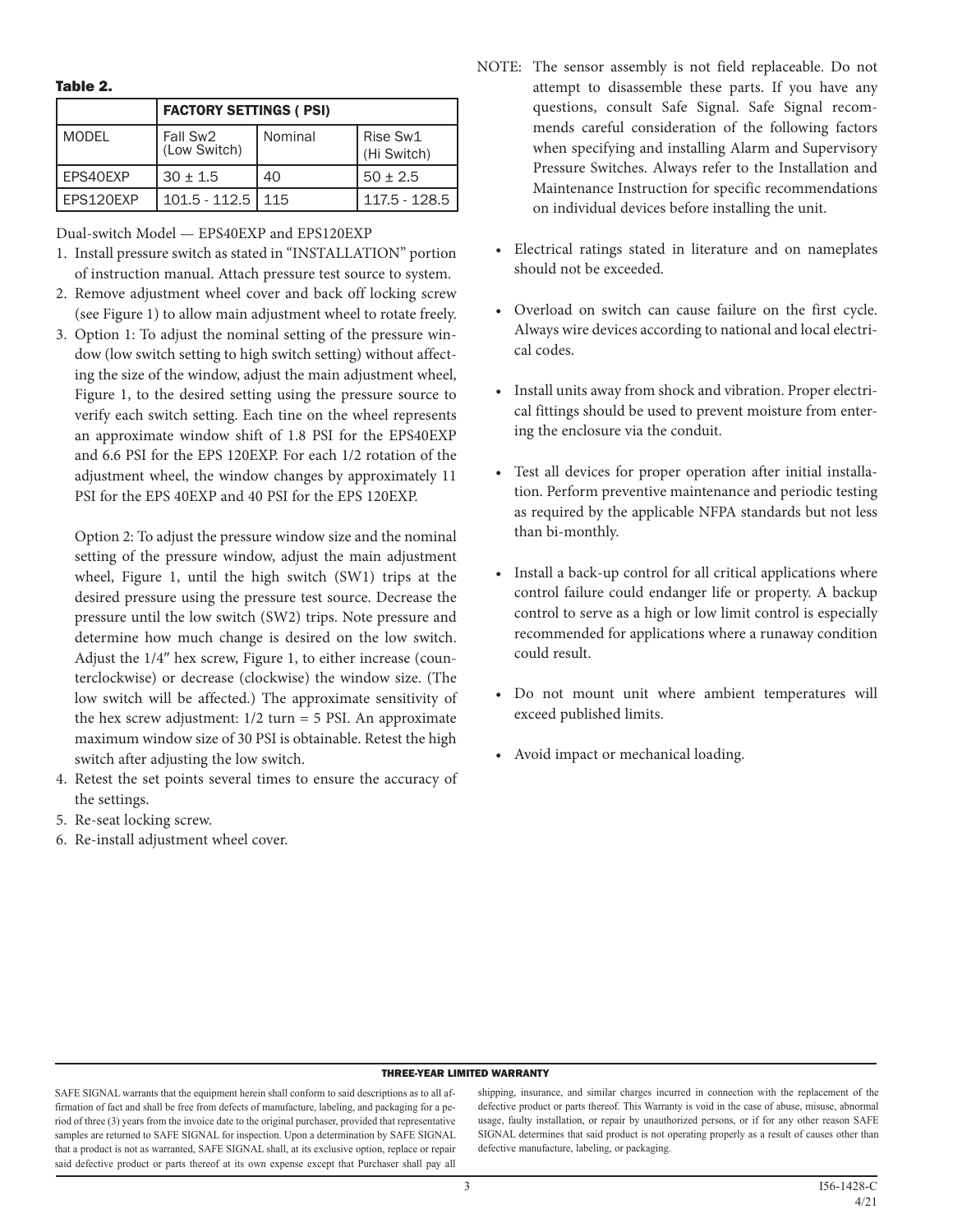**Table 2.**

| | FACTORY SETTINGS ( PSI) | | |
|---|---|---|---|
| MODEL | Fall Sw2 (Low Switch) | Nominal | Rise Sw1 (Hi Switch) |
| EPS40EXP | 30 ± 1.5 | 40 | 50 ± 2.5 |
| EPS120EXP | 101.5 - 112.5 | 115 | 117.5 - 128.5 |

Dual-switch Model — EPS40EXP and EPS120EXP

1. Install pressure switch as stated in "INSTALLATION" portion of instruction manual. Attach pressure test source to system.
2. Remove adjustment wheel cover and back off locking screw (see Figure 1) to allow main adjustment wheel to rotate freely.
3. Option 1: To adjust the nominal setting of the pressure window (low switch setting to high switch setting) without affecting the size of the window, adjust the main adjustment wheel, Figure 1, to the desired setting using the pressure source to verify each switch setting. Each tine on the wheel represents an approximate window shift of 1.8 PSI for the EPS40EXP and 6.6 PSI for the EPS 120EXP. For each 1/2 rotation of the adjustment wheel, the window changes by approximately 11 PSI for the EPS 40EXP and 40 PSI for the EPS 120EXP.

   Option 2: To adjust the pressure window size and the nominal setting of the pressure window, adjust the main adjustment wheel, Figure 1, until the high switch (SW1) trips at the desired pressure using the pressure test source. Decrease the pressure until the low switch (SW2) trips. Note pressure and determine how much change is desired on the low switch. Adjust the 1/4″ hex screw, Figure 1, to either increase (counterclockwise) or decrease (clockwise) the window size. (The low switch will be affected.) The approximate sensitivity of the hex screw adjustment: 1/2 turn = 5 PSI. An approximate maximum window size of 30 PSI is obtainable. Retest the high switch after adjusting the low switch.
4. Retest the set points several times to ensure the accuracy of the settings.
5. Re-seat locking screw.
6. Re-install adjustment wheel cover.

NOTE: The sensor assembly is not field replaceable. Do not attempt to disassemble these parts. If you have any questions, consult Safe Signal. Safe Signal recommends careful consideration of the following factors when specifying and installing Alarm and Supervisory Pressure Switches. Always refer to the Installation and Maintenance Instruction for specific recommendations on individual devices before installing the unit.

- Electrical ratings stated in literature and on nameplates should not be exceeded.
- Overload on switch can cause failure on the first cycle. Always wire devices according to national and local electrical codes.
- Install units away from shock and vibration. Proper electrical fittings should be used to prevent moisture from entering the enclosure via the conduit.
- Test all devices for proper operation after initial installation. Perform preventive maintenance and periodic testing as required by the applicable NFPA standards but not less than bi-monthly.
- Install a back-up control for all critical applications where control failure could endanger life or property. A backup control to serve as a high or low limit control is especially recommended for applications where a runaway condition could result.
- Do not mount unit where ambient temperatures will exceed published limits.
- Avoid impact or mechanical loading.

**THREE-YEAR LIMITED WARRANTY**

SAFE SIGNAL warrants that the equipment herein shall conform to said descriptions as to all affirmation of fact and shall be free from defects of manufacture, labeling, and packaging for a period of three (3) years from the invoice date to the original purchaser, provided that representative samples are returned to SAFE SIGNAL for inspection. Upon a determination by SAFE SIGNAL that a product is not as warranted, SAFE SIGNAL shall, at its exclusive option, replace or repair said defective product or parts thereof at its own expense except that Purchaser shall pay all shipping, insurance, and similar charges incurred in connection with the replacement of the defective product or parts thereof. This Warranty is void in the case of abuse, misuse, abnormal usage, faulty installation, or repair by unauthorized persons, or if for any other reason SAFE SIGNAL determines that said product is not operating properly as a result of causes other than defective manufacture, labeling, or packaging.

I56-1428-C
4/21